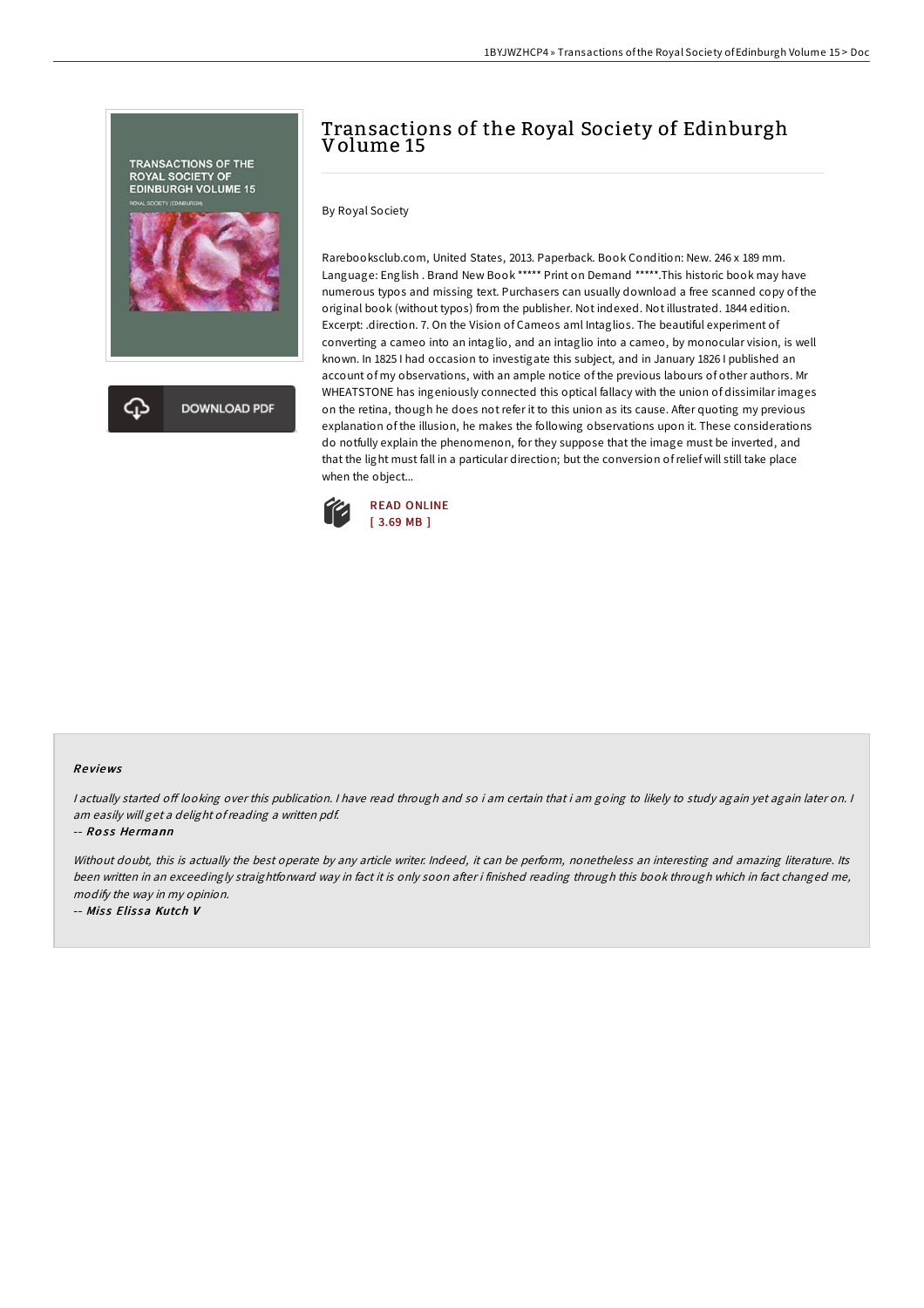# Transactions of the Royal Society of Edinburgh Volume 15

By Royal Society

Rarebooksclub.com, United States, 2013. Paperback. Book Condition: New. 246 x 189 mm. Language: English . Brand New Book ***** Print on Demand *****.This historic book may have numerous typos and missing text. Purchasers can usually download a free scanned copy of the original book (without typos) from the publisher. Not indexed. Not illustrated. 1844 edition. Excerpt: .direction. 7. On the Vision of Cameos aml Intaglios. The beautiful experiment of converting a cameo into an intaglio, and an intaglio into a cameo, by monocular vision, is well known. In 1825 I had occasion to investigate this subject, and in January 1826 I published an account of my observations, with an ample notice of the previous labours of other authors. Mr WHEATSTONE has ingeniously connected this optical fallacy with the union of dissimilar images on the retina, though he does not refer it to this union as its cause. After quoting my previous explanation of the illusion, he makes the following observations upon it. These considerations do notfully explain the phenomenon, for they suppose that the image must be inverted, and that the light must fall in a particular direction; but the conversion of relief will still take place when the object...

READ ONLINE
[ 3.69 MB ]

## Reviews

*I actually started off looking over this publication. I have read through and so i am certain that i am going to likely to study again yet again later on. I am easily will get a delight of reading a written pdf.*

-- Ross Hermann

*Without doubt, this is actually the best operate by any article writer. Indeed, it can be perform, nonetheless an interesting and amazing literature. Its been written in an exceedingly straightforward way in fact it is only soon after i finished reading through this book through which in fact changed me, modify the way in my opinion.*

-- Miss Elissa Kutch V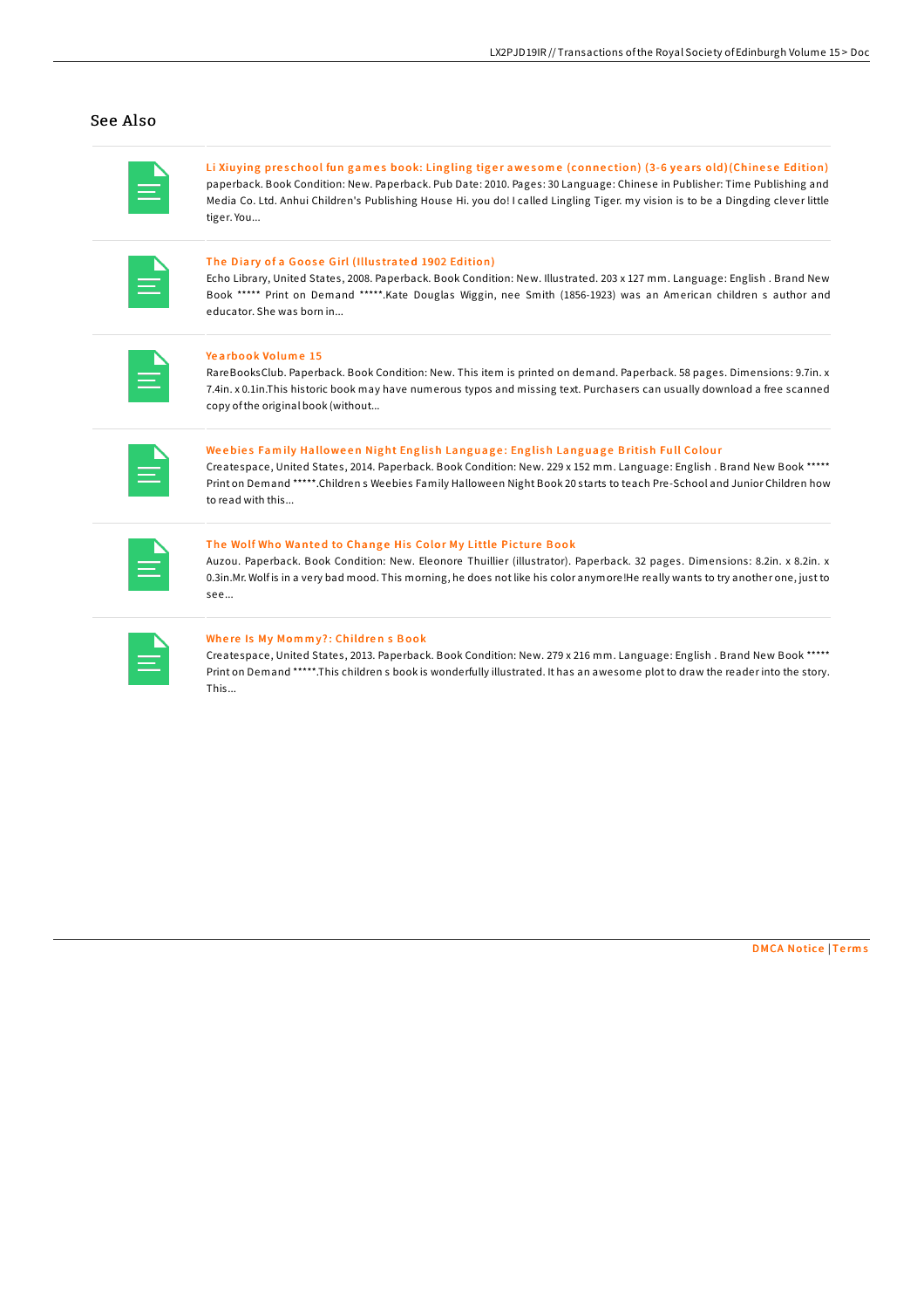## See Also

**Li Xiuying preschool fun games book: Lingling tiger awesome (connection) (3-6 years old)(Chinese Edition)**

paperback. Book Condition: New. Paperback. Pub Date: 2010. Pages: 30 Language: Chinese in Publisher: Time Publishing and Media Co. Ltd. Anhui Children's Publishing House Hi. you do! I called Lingling Tiger. my vision is to be a Dingding clever little tiger. You...

**The Diary of a Goose Girl (Illustrated 1902 Edition)**

Echo Library, United States, 2008. Paperback. Book Condition: New. Illustrated. 203 x 127 mm. Language: English . Brand New Book ***** Print on Demand *****.Kate Douglas Wiggin, nee Smith (1856-1923) was an American children s author and educator. She was born in...

**Yearbook Volume 15**

RareBooksClub. Paperback. Book Condition: New. This item is printed on demand. Paperback. 58 pages. Dimensions: 9.7in. x 7.4in. x 0.1in.This historic book may have numerous typos and missing text. Purchasers can usually download a free scanned copy of the original book (without...

**Weebies Family Halloween Night English Language: English Language British Full Colour**

Createspace, United States, 2014. Paperback. Book Condition: New. 229 x 152 mm. Language: English . Brand New Book ***** Print on Demand *****.Children s Weebies Family Halloween Night Book 20 starts to teach Pre-School and Junior Children how to read with this...

**The Wolf Who Wanted to Change His Color My Little Picture Book**

Auzou. Paperback. Book Condition: New. Eleonore Thuillier (illustrator). Paperback. 32 pages. Dimensions: 8.2in. x 8.2in. x 0.3in.Mr. Wolf is in a very bad mood. This morning, he does not like his color anymore!He really wants to try another one, just to see...

**Where Is My Mommy?: Children s Book**

Createspace, United States, 2013. Paperback. Book Condition: New. 279 x 216 mm. Language: English . Brand New Book ***** Print on Demand *****.This children s book is wonderfully illustrated. It has an awesome plot to draw the reader into the story. This...